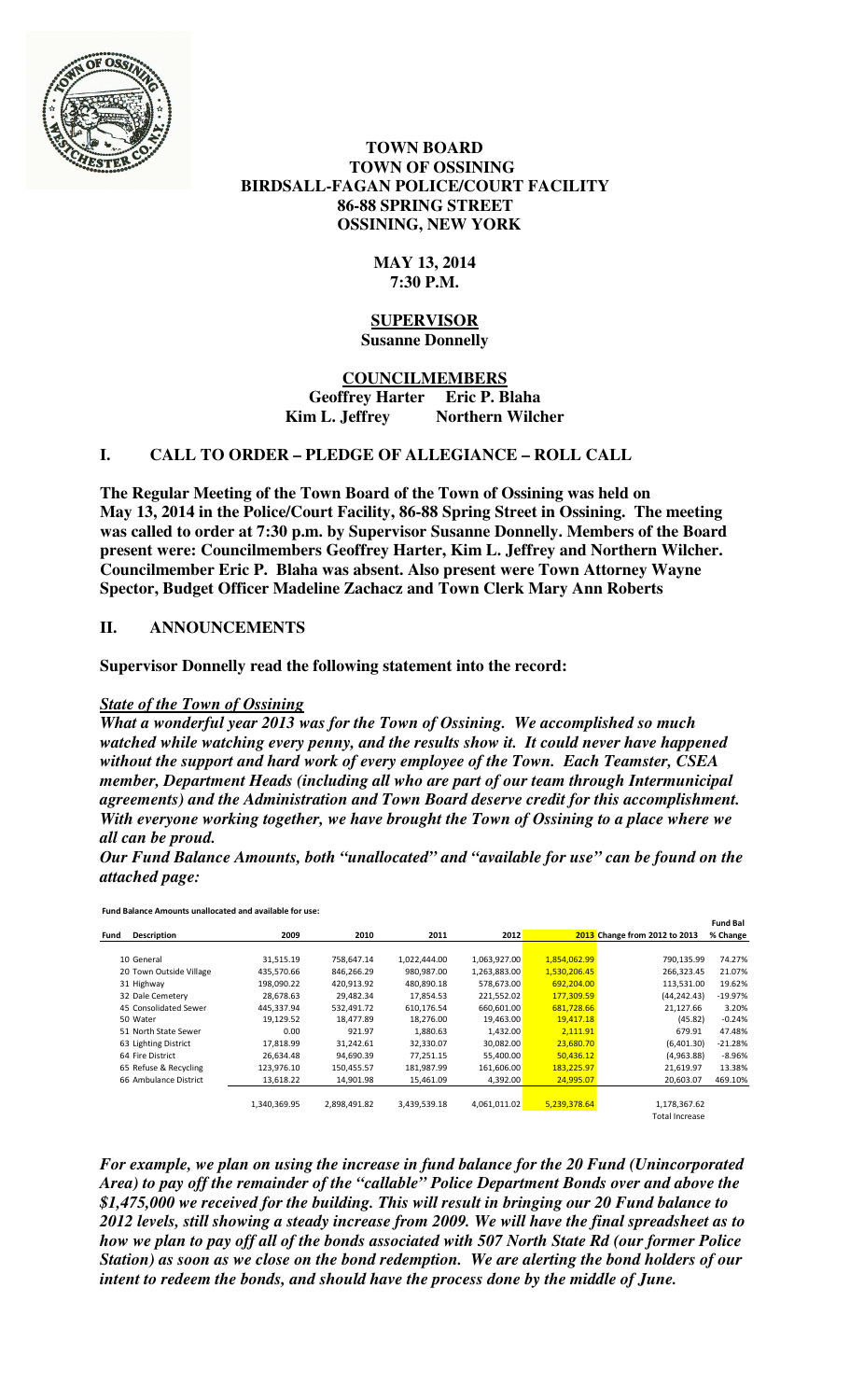# TOWN BOARD
# TOWN OF OSSINING
# BIRDSALL-FAGAN POLICE/COURT FACILITY
# 86-88 SPRING STREET
# OSSINING, NEW YORK

**MAY 13, 2014**
**7:30 P.M.**

**SUPERVISOR**
**Susanne Donnelly**

**COUNCILMEMBERS**
**Geoffrey Harter Eric P. Blaha**
**Kim L. Jeffrey Northern Wilcher**

## I. CALL TO ORDER – PLEDGE OF ALLEGIANCE – ROLL CALL

**The Regular Meeting of the Town Board of the Town of Ossining was held on May 13, 2014 in the Police/Court Facility, 86-88 Spring Street in Ossining. The meeting was called to order at 7:30 p.m. by Supervisor Susanne Donnelly. Members of the Board present were: Councilmembers Geoffrey Harter, Kim L. Jeffrey and Northern Wilcher. Councilmember Eric P. Blaha was absent. Also present were Town Attorney Wayne Spector, Budget Officer Madeline Zachacz and Town Clerk Mary Ann Roberts**

## II. ANNOUNCEMENTS

**Supervisor Donnelly read the following statement into the record:**

***State of the Town of Ossining***

***What a wonderful year 2013 was for the Town of Ossining. We accomplished so much watched while watching every penny, and the results show it. It could never have happened without the support and hard work of every employee of the Town. Each Teamster, CSEA member, Department Heads (including all who are part of our team through Intermunicipal agreements) and the Administration and Town Board deserve credit for this accomplishment. With everyone working together, we have brought the Town of Ossining to a place where we all can be proud.***

***Our Fund Balance Amounts, both "unallocated" and "available for use" can be found on the attached page:***

**Fund Balance Amounts unallocated and available for use:**

| Fund | Description | 2009 | 2010 | 2011 | 2012 | 2013 | Change from 2012 to 2013 | Fund Bal % Change |
|---|---|---|---|---|---|---|---|---|
| 10 | General | 31,515.19 | 758,647.14 | 1,022,444.00 | 1,063,927.00 | 1,854,062.99 | 790,135.99 | 74.27% |
| 20 | Town Outside Village | 435,570.66 | 846,266.29 | 980,987.00 | 1,263,883.00 | 1,530,206.45 | 266,323.45 | 21.07% |
| 31 | Highway | 198,090.22 | 420,913.92 | 480,890.18 | 578,673.00 | 692,204.00 | 113,531.00 | 19.62% |
| 32 | Dale Cemetery | 28,678.63 | 29,482.34 | 17,854.53 | 221,552.02 | 177,309.59 | (44,242.43) | -19.97% |
| 45 | Consolidated Sewer | 445,337.94 | 532,491.72 | 610,176.54 | 660,601.00 | 681,728.66 | 21,127.66 | 3.20% |
| 50 | Water | 19,129.52 | 18,477.89 | 18,276.00 | 19,463.00 | 19,417.18 | (45.82) | -0.24% |
| 51 | North State Sewer | 0.00 | 921.97 | 1,880.63 | 1,432.00 | 2,111.91 | 679.91 | 47.48% |
| 63 | Lighting District | 17,818.99 | 31,242.61 | 32,330.07 | 30,082.00 | 23,680.70 | (6,401.30) | -21.28% |
| 64 | Fire District | 26,634.48 | 94,690.39 | 77,251.15 | 55,400.00 | 50,436.12 | (4,963.88) | -8.96% |
| 65 | Refuse & Recycling | 123,976.10 | 150,455.57 | 181,987.99 | 161,606.00 | 183,225.97 | 21,619.97 | 13.38% |
| 66 | Ambulance District | 13,618.22 | 14,901.98 | 15,461.09 | 4,392.00 | 24,995.07 | 20,603.07 | 469.10% |
| | | 1,340,369.95 | 2,898,491.82 | 3,439,539.18 | 4,061,011.02 | 5,239,378.64 | 1,178,367.62 | |
| | | | | | | | Total Increase | |

***For example, we plan on using the increase in fund balance for the 20 Fund (Unincorporated Area) to pay off the remainder of the "callable" Police Department Bonds over and above the $1,475,000 we received for the building. This will result in bringing our 20 Fund balance to 2012 levels, still showing a steady increase from 2009. We will have the final spreadsheet as to how we plan to pay off all of the bonds associated with 507 North State Rd (our former Police Station) as soon as we close on the bond redemption. We are alerting the bond holders of our intent to redeem the bonds, and should have the process done by the middle of June.***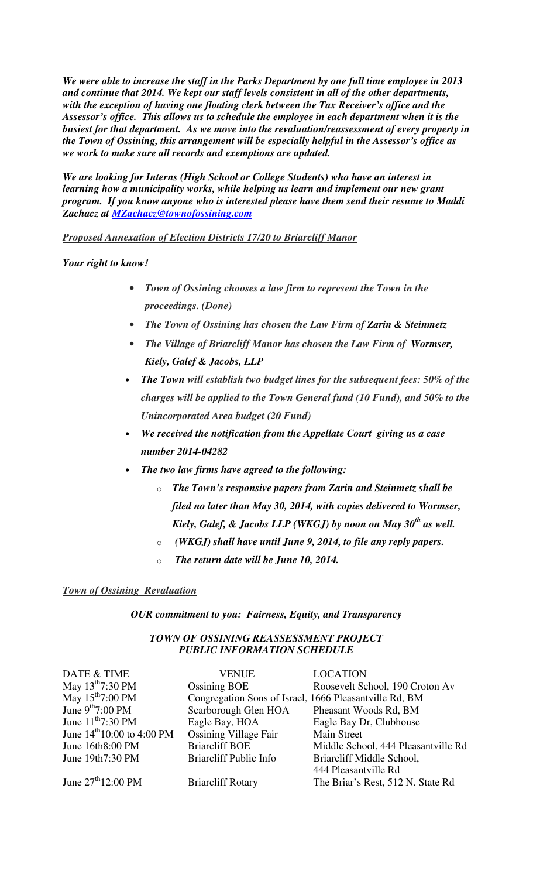***We were able to increase the staff in the Parks Department by one full time employee in 2013 and continue that 2014. We kept our staff levels consistent in all of the other departments, with the exception of having one floating clerk between the Tax Receiver's office and the Assessor's office. This allows us to schedule the employee in each department when it is the busiest for that department. As we move into the revaluation/reassessment of every property in the Town of Ossining, this arrangement will be especially helpful in the Assessor's office as we work to make sure all records and exemptions are updated.***

***We are looking for Interns (High School or College Students) who have an interest in learning how a municipality works, while helping us learn and implement our new grant program. If you know anyone who is interested please have them send their resume to Maddi Zachacz at MZachacz@townofossining.com***

***Proposed Annexation of Election Districts 17/20 to Briarcliff Manor***

***Your right to know!***

- ***Town of Ossining chooses a law firm to represent the Town in the proceedings. (Done)***
- ***The Town of Ossining has chosen the Law Firm of Zarin & Steinmetz***
- ***The Village of Briarcliff Manor has chosen the Law Firm of Wormser, Kiely, Galef & Jacobs, LLP***
- ***The Town will establish two budget lines for the subsequent fees: 50% of the charges will be applied to the Town General fund (10 Fund), and 50% to the Unincorporated Area budget (20 Fund)***
- ***We received the notification from the Appellate Court giving us a case number 2014-04282***
- ***The two law firms have agreed to the following:***
  - ***The Town's responsive papers from Zarin and Steinmetz shall be filed no later than May 30, 2014, with copies delivered to Wormser, Kiely, Galef, & Jacobs LLP (WKGJ) by noon on May 30th as well.***
  - ***(WKGJ) shall have until June 9, 2014, to file any reply papers.***
  - ***The return date will be June 10, 2014.***

***Town of Ossining Revaluation***

***OUR commitment to you: Fairness, Equity, and Transparency***

***TOWN OF OSSINING REASSESSMENT PROJECT***
***PUBLIC INFORMATION SCHEDULE***

| DATE & TIME | VENUE | LOCATION |
|---|---|---|
| May 13th 7:30 PM | Ossining BOE | Roosevelt School, 190 Croton Av |
| May 15th 7:00 PM | Congregation Sons of Israel, | 1666 Pleasantville Rd, BM |
| June 9th 7:00 PM | Scarborough Glen HOA | Pheasant Woods Rd, BM |
| June 11th 7:30 PM | Eagle Bay, HOA | Eagle Bay Dr, Clubhouse |
| June 14th 10:00 to 4:00 PM | Ossining Village Fair | Main Street |
| June 16th 8:00 PM | Briarcliff BOE | Middle School, 444 Pleasantville Rd |
| June 19th 7:30 PM | Briarcliff Public Info | Briarcliff Middle School, 444 Pleasantville Rd |
| June 27th 12:00 PM | Briarcliff Rotary | The Briar's Rest, 512 N. State Rd |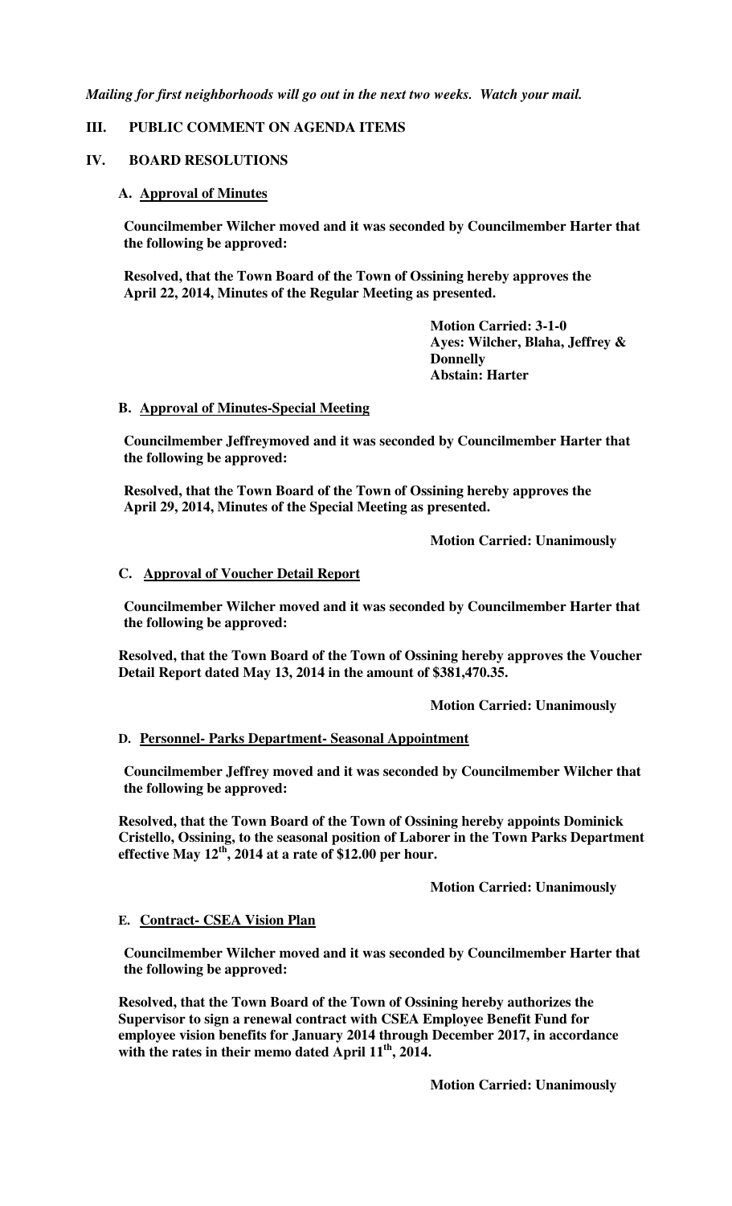*Mailing for first neighborhoods will go out in the next two weeks. Watch your mail.*

## III. PUBLIC COMMENT ON AGENDA ITEMS

## IV. BOARD RESOLUTIONS

### A. Approval of Minutes

**Councilmember Wilcher moved and it was seconded by Councilmember Harter that the following be approved:**

**Resolved, that the Town Board of the Town of Ossining hereby approves the April 22, 2014, Minutes of the Regular Meeting as presented.**

**Motion Carried: 3-1-0**
**Ayes: Wilcher, Blaha, Jeffrey & Donnelly**
**Abstain: Harter**

### B. Approval of Minutes-Special Meeting

**Councilmember Jeffreymoved and it was seconded by Councilmember Harter that the following be approved:**

**Resolved, that the Town Board of the Town of Ossining hereby approves the April 29, 2014, Minutes of the Special Meeting as presented.**

**Motion Carried: Unanimously**

### C. Approval of Voucher Detail Report

**Councilmember Wilcher moved and it was seconded by Councilmember Harter that the following be approved:**

**Resolved, that the Town Board of the Town of Ossining hereby approves the Voucher Detail Report dated May 13, 2014 in the amount of $381,470.35.**

**Motion Carried: Unanimously**

### D. Personnel- Parks Department- Seasonal Appointment

**Councilmember Jeffrey moved and it was seconded by Councilmember Wilcher that the following be approved:**

**Resolved, that the Town Board of the Town of Ossining hereby appoints Dominick Cristello, Ossining, to the seasonal position of Laborer in the Town Parks Department effective May 12th, 2014 at a rate of $12.00 per hour.**

**Motion Carried: Unanimously**

### E. Contract- CSEA Vision Plan

**Councilmember Wilcher moved and it was seconded by Councilmember Harter that the following be approved:**

**Resolved, that the Town Board of the Town of Ossining hereby authorizes the Supervisor to sign a renewal contract with CSEA Employee Benefit Fund for employee vision benefits for January 2014 through December 2017, in accordance with the rates in their memo dated April 11th, 2014.**

**Motion Carried: Unanimously**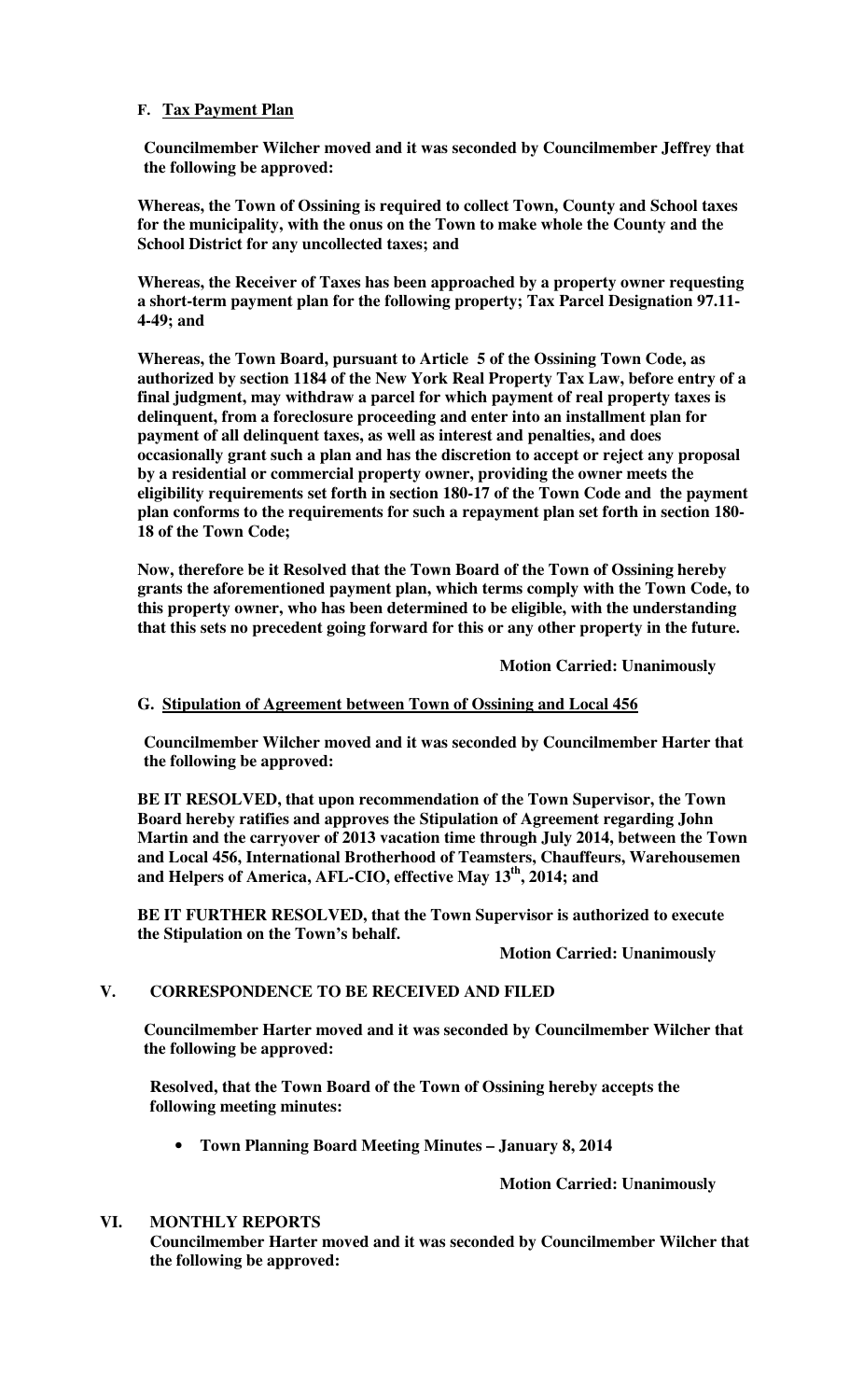### F. Tax Payment Plan

**Councilmember Wilcher moved and it was seconded by Councilmember Jeffrey that the following be approved:**

**Whereas, the Town of Ossining is required to collect Town, County and School taxes for the municipality, with the onus on the Town to make whole the County and the School District for any uncollected taxes; and**

**Whereas, the Receiver of Taxes has been approached by a property owner requesting a short-term payment plan for the following property; Tax Parcel Designation 97.11-4-49; and**

**Whereas, the Town Board, pursuant to Article 5 of the Ossining Town Code, as authorized by section 1184 of the New York Real Property Tax Law, before entry of a final judgment, may withdraw a parcel for which payment of real property taxes is delinquent, from a foreclosure proceeding and enter into an installment plan for payment of all delinquent taxes, as well as interest and penalties, and does occasionally grant such a plan and has the discretion to accept or reject any proposal by a residential or commercial property owner, providing the owner meets the eligibility requirements set forth in section 180-17 of the Town Code and the payment plan conforms to the requirements for such a repayment plan set forth in section 180-18 of the Town Code;**

**Now, therefore be it Resolved that the Town Board of the Town of Ossining hereby grants the aforementioned payment plan, which terms comply with the Town Code, to this property owner, who has been determined to be eligible, with the understanding that this sets no precedent going forward for this or any other property in the future.**

**Motion Carried: Unanimously**

### G. Stipulation of Agreement between Town of Ossining and Local 456

**Councilmember Wilcher moved and it was seconded by Councilmember Harter that the following be approved:**

**BE IT RESOLVED, that upon recommendation of the Town Supervisor, the Town Board hereby ratifies and approves the Stipulation of Agreement regarding John Martin and the carryover of 2013 vacation time through July 2014, between the Town and Local 456, International Brotherhood of Teamsters, Chauffeurs, Warehousemen and Helpers of America, AFL-CIO, effective May 13th, 2014; and**

**BE IT FURTHER RESOLVED, that the Town Supervisor is authorized to execute the Stipulation on the Town's behalf.**

**Motion Carried: Unanimously**

## V. CORRESPONDENCE TO BE RECEIVED AND FILED

**Councilmember Harter moved and it was seconded by Councilmember Wilcher that the following be approved:**

**Resolved, that the Town Board of the Town of Ossining hereby accepts the following meeting minutes:**

- **Town Planning Board Meeting Minutes – January 8, 2014**

**Motion Carried: Unanimously**

## VI. MONTHLY REPORTS

**Councilmember Harter moved and it was seconded by Councilmember Wilcher that the following be approved:**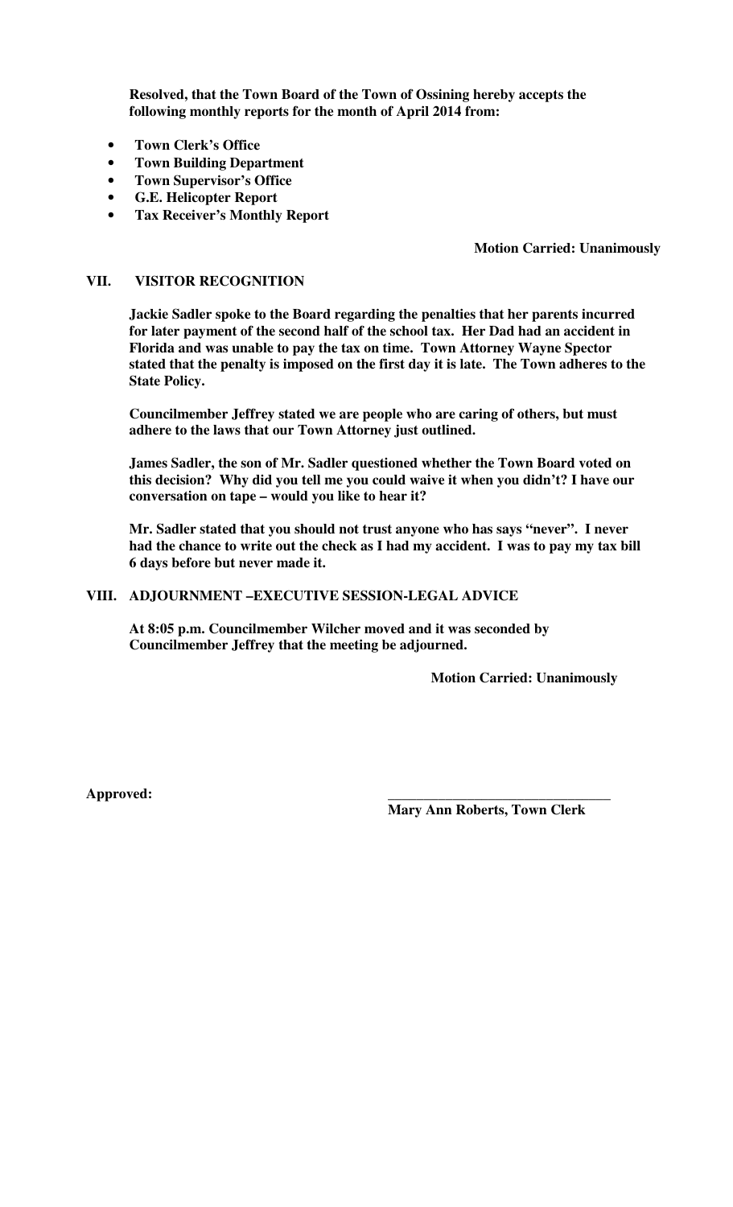**Resolved, that the Town Board of the Town of Ossining hereby accepts the following monthly reports for the month of April 2014 from:**

- **Town Clerk's Office**
- **Town Building Department**
- **Town Supervisor's Office**
- **G.E. Helicopter Report**
- **Tax Receiver's Monthly Report**

**Motion Carried: Unanimously**

## VII. VISITOR RECOGNITION

**Jackie Sadler spoke to the Board regarding the penalties that her parents incurred for later payment of the second half of the school tax. Her Dad had an accident in Florida and was unable to pay the tax on time. Town Attorney Wayne Spector stated that the penalty is imposed on the first day it is late. The Town adheres to the State Policy.**

**Councilmember Jeffrey stated we are people who are caring of others, but must adhere to the laws that our Town Attorney just outlined.**

**James Sadler, the son of Mr. Sadler questioned whether the Town Board voted on this decision? Why did you tell me you could waive it when you didn't? I have our conversation on tape – would you like to hear it?**

**Mr. Sadler stated that you should not trust anyone who has says "never". I never had the chance to write out the check as I had my accident. I was to pay my tax bill 6 days before but never made it.**

## VIII. ADJOURNMENT –EXECUTIVE SESSION-LEGAL ADVICE

**At 8:05 p.m. Councilmember Wilcher moved and it was seconded by Councilmember Jeffrey that the meeting be adjourned.**

**Motion Carried: Unanimously**

**Approved:** ______________________________

**Mary Ann Roberts, Town Clerk**